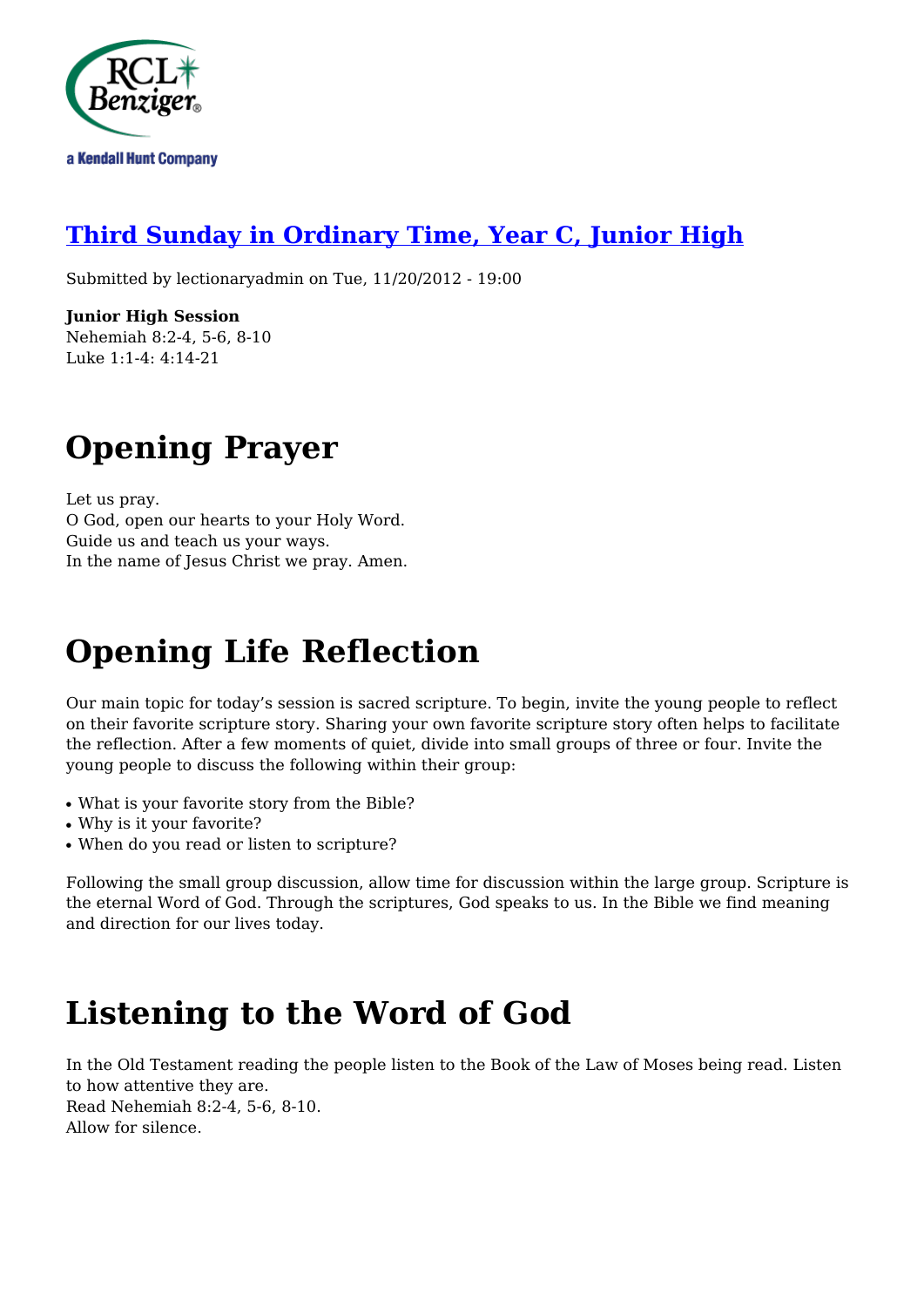# Third Sunday in Ordinary Time, Year C, Junior High

Submitted by lectionaryadmin on Tue, 11/20/2012 - 19:00

**Junior High Session**
Nehemiah 8:2-4, 5-6, 8-10
Luke 1:1-4: 4:14-21

# Opening Prayer

Let us pray.
O God, open our hearts to your Holy Word.
Guide us and teach us your ways.
In the name of Jesus Christ we pray. Amen.

# Opening Life Reflection

Our main topic for today's session is sacred scripture. To begin, invite the young people to reflect on their favorite scripture story. Sharing your own favorite scripture story often helps to facilitate the reflection. After a few moments of quiet, divide into small groups of three or four. Invite the young people to discuss the following within their group:

- What is your favorite story from the Bible?
- Why is it your favorite?
- When do you read or listen to scripture?

Following the small group discussion, allow time for discussion within the large group. Scripture is the eternal Word of God. Through the scriptures, God speaks to us. In the Bible we find meaning and direction for our lives today.

# Listening to the Word of God

In the Old Testament reading the people listen to the Book of the Law of Moses being read. Listen to how attentive they are.
Read Nehemiah 8:2-4, 5-6, 8-10.
Allow for silence.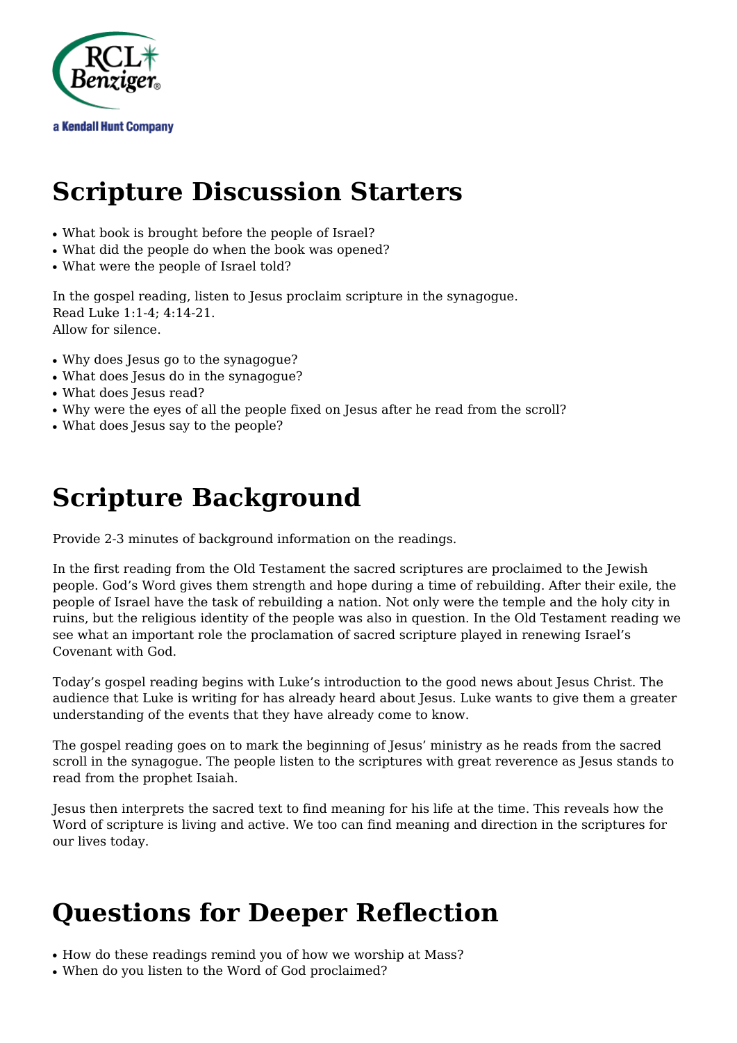# Scripture Discussion Starters

- What book is brought before the people of Israel?
- What did the people do when the book was opened?
- What were the people of Israel told?

In the gospel reading, listen to Jesus proclaim scripture in the synagogue.
Read Luke 1:1-4; 4:14-21.
Allow for silence.

- Why does Jesus go to the synagogue?
- What does Jesus do in the synagogue?
- What does Jesus read?
- Why were the eyes of all the people fixed on Jesus after he read from the scroll?
- What does Jesus say to the people?

# Scripture Background

Provide 2-3 minutes of background information on the readings.

In the first reading from the Old Testament the sacred scriptures are proclaimed to the Jewish people. God's Word gives them strength and hope during a time of rebuilding. After their exile, the people of Israel have the task of rebuilding a nation. Not only were the temple and the holy city in ruins, but the religious identity of the people was also in question. In the Old Testament reading we see what an important role the proclamation of sacred scripture played in renewing Israel's Covenant with God.

Today's gospel reading begins with Luke's introduction to the good news about Jesus Christ. The audience that Luke is writing for has already heard about Jesus. Luke wants to give them a greater understanding of the events that they have already come to know.

The gospel reading goes on to mark the beginning of Jesus' ministry as he reads from the sacred scroll in the synagogue. The people listen to the scriptures with great reverence as Jesus stands to read from the prophet Isaiah.

Jesus then interprets the sacred text to find meaning for his life at the time. This reveals how the Word of scripture is living and active. We too can find meaning and direction in the scriptures for our lives today.

# Questions for Deeper Reflection

- How do these readings remind you of how we worship at Mass?
- When do you listen to the Word of God proclaimed?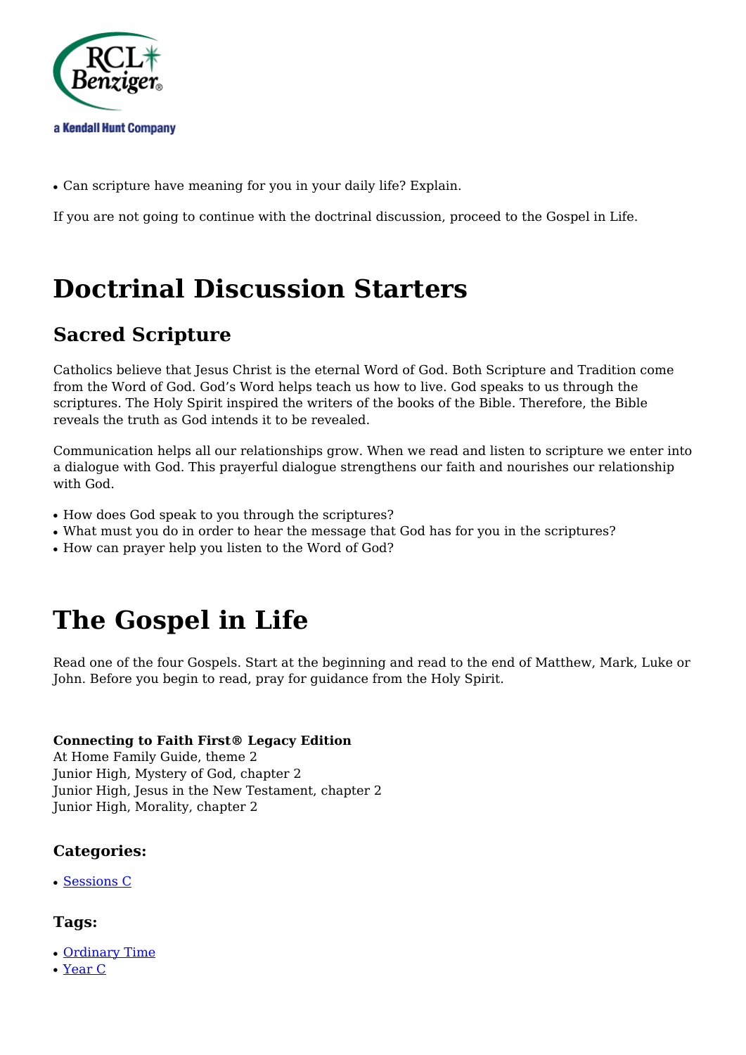- Can scripture have meaning for you in your daily life? Explain.

If you are not going to continue with the doctrinal discussion, proceed to the Gospel in Life.

# Doctrinal Discussion Starters

## Sacred Scripture

Catholics believe that Jesus Christ is the eternal Word of God. Both Scripture and Tradition come from the Word of God. God's Word helps teach us how to live. God speaks to us through the scriptures. The Holy Spirit inspired the writers of the books of the Bible. Therefore, the Bible reveals the truth as God intends it to be revealed.

Communication helps all our relationships grow. When we read and listen to scripture we enter into a dialogue with God. This prayerful dialogue strengthens our faith and nourishes our relationship with God.

- How does God speak to you through the scriptures?
- What must you do in order to hear the message that God has for you in the scriptures?
- How can prayer help you listen to the Word of God?

# The Gospel in Life

Read one of the four Gospels. Start at the beginning and read to the end of Matthew, Mark, Luke or John. Before you begin to read, pray for guidance from the Holy Spirit.

**Connecting to Faith First® Legacy Edition**
At Home Family Guide, theme 2
Junior High, Mystery of God, chapter 2
Junior High, Jesus in the New Testament, chapter 2
Junior High, Morality, chapter 2

### Categories:

- Sessions C

### Tags:

- Ordinary Time
- Year C